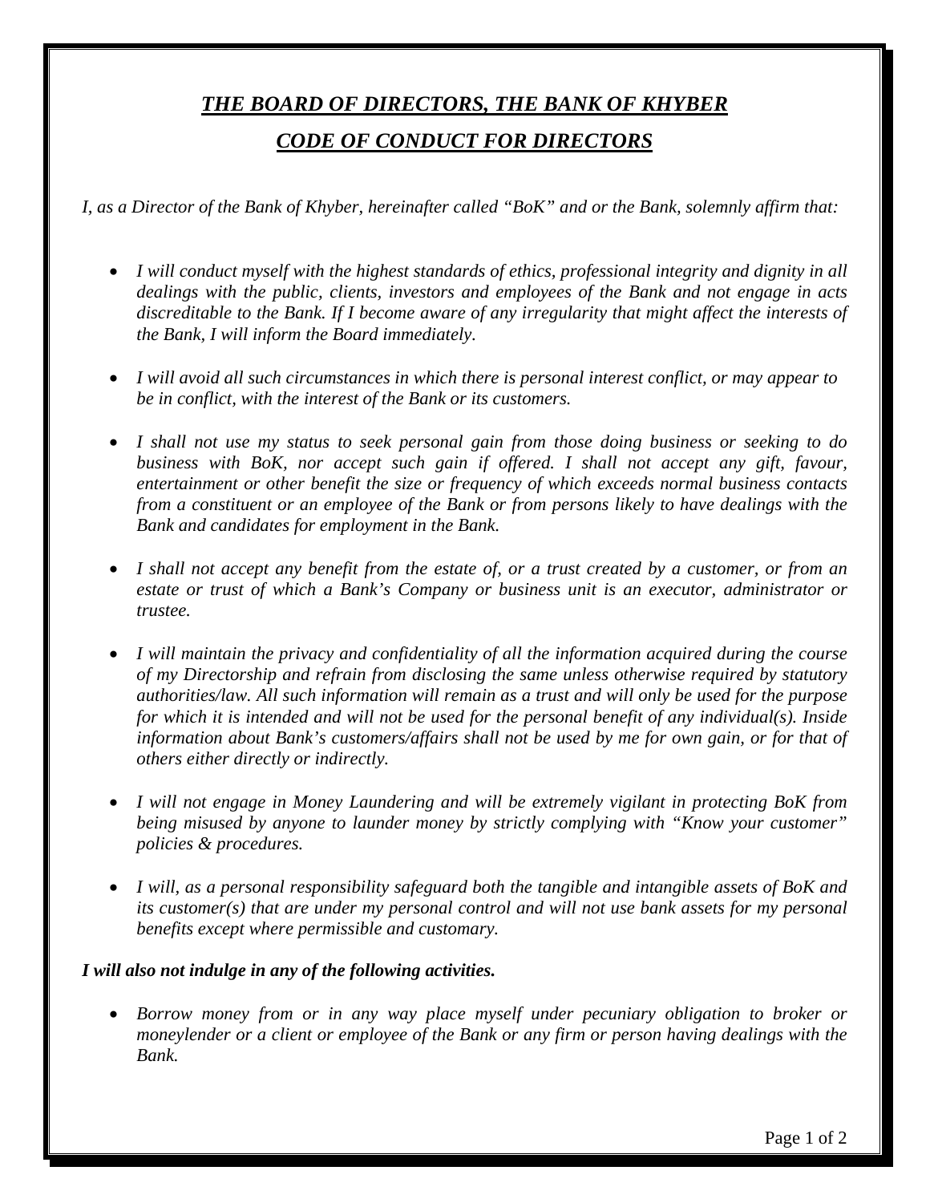# ***THE BOARD OF DIRECTORS, THE BANK OF KHYBER***

## ***CODE OF CONDUCT FOR DIRECTORS***

*I, as a Director of the Bank of Khyber, hereinafter called "BoK" and or the Bank, solemnly affirm that:*

- *I will conduct myself with the highest standards of ethics, professional integrity and dignity in all dealings with the public, clients, investors and employees of the Bank and not engage in acts discreditable to the Bank. If I become aware of any irregularity that might affect the interests of the Bank, I will inform the Board immediately.*

- *I will avoid all such circumstances in which there is personal interest conflict, or may appear to be in conflict, with the interest of the Bank or its customers.*

- *I shall not use my status to seek personal gain from those doing business or seeking to do business with BoK, nor accept such gain if offered. I shall not accept any gift, favour, entertainment or other benefit the size or frequency of which exceeds normal business contacts from a constituent or an employee of the Bank or from persons likely to have dealings with the Bank and candidates for employment in the Bank.*

- *I shall not accept any benefit from the estate of, or a trust created by a customer, or from an estate or trust of which a Bank's Company or business unit is an executor, administrator or trustee.*

- *I will maintain the privacy and confidentiality of all the information acquired during the course of my Directorship and refrain from disclosing the same unless otherwise required by statutory authorities/law. All such information will remain as a trust and will only be used for the purpose for which it is intended and will not be used for the personal benefit of any individual(s). Inside information about Bank's customers/affairs shall not be used by me for own gain, or for that of others either directly or indirectly.*

- *I will not engage in Money Laundering and will be extremely vigilant in protecting BoK from being misused by anyone to launder money by strictly complying with "Know your customer" policies & procedures.*

- *I will, as a personal responsibility safeguard both the tangible and intangible assets of BoK and its customer(s) that are under my personal control and will not use bank assets for my personal benefits except where permissible and customary.*

***I will also not indulge in any of the following activities.***

- *Borrow money from or in any way place myself under pecuniary obligation to broker or moneylender or a client or employee of the Bank or any firm or person having dealings with the Bank.*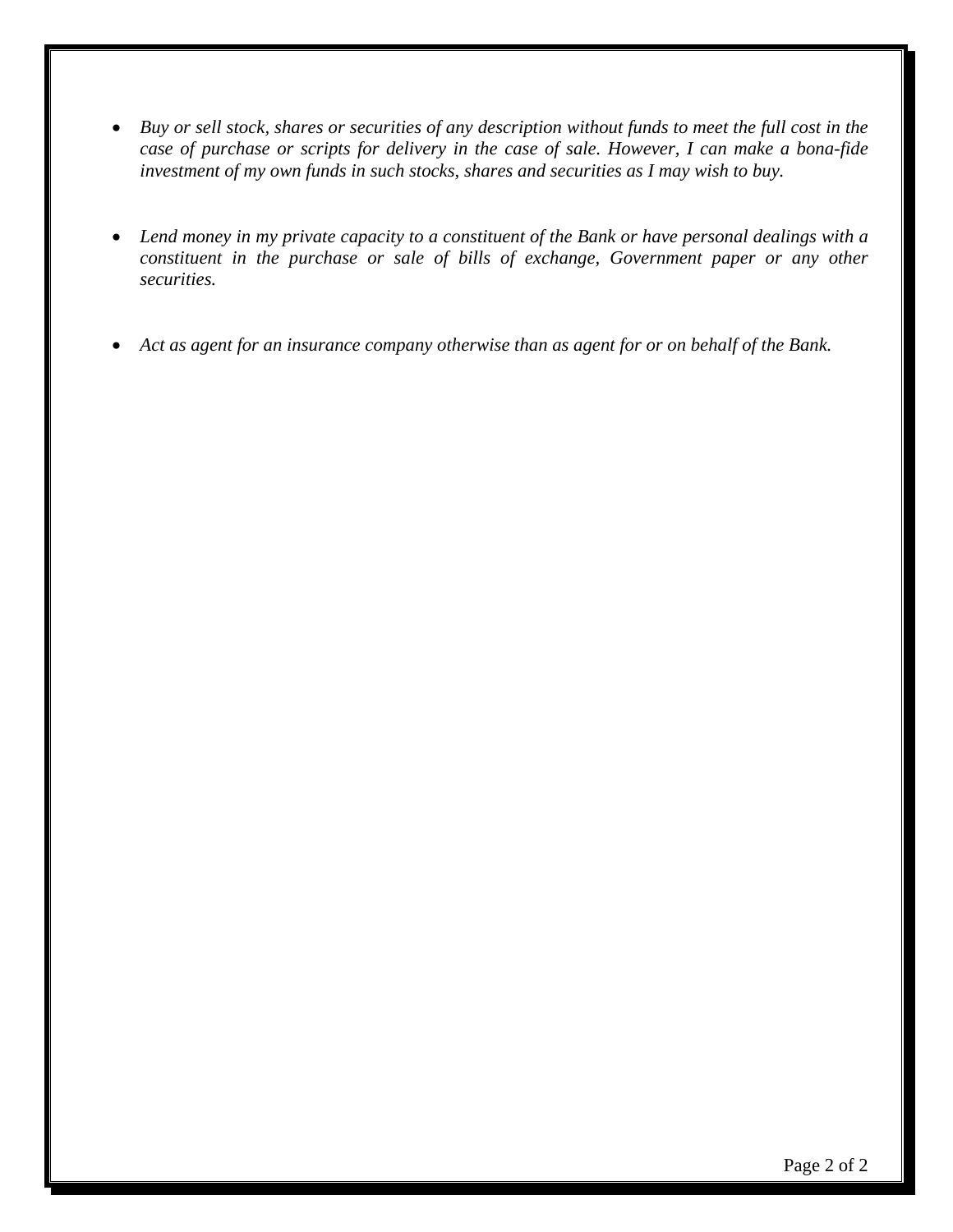- *Buy or sell stock, shares or securities of any description without funds to meet the full cost in the case of purchase or scripts for delivery in the case of sale. However, I can make a bona-fide investment of my own funds in such stocks, shares and securities as I may wish to buy.*

- *Lend money in my private capacity to a constituent of the Bank or have personal dealings with a constituent in the purchase or sale of bills of exchange, Government paper or any other securities.*

- *Act as agent for an insurance company otherwise than as agent for or on behalf of the Bank.*